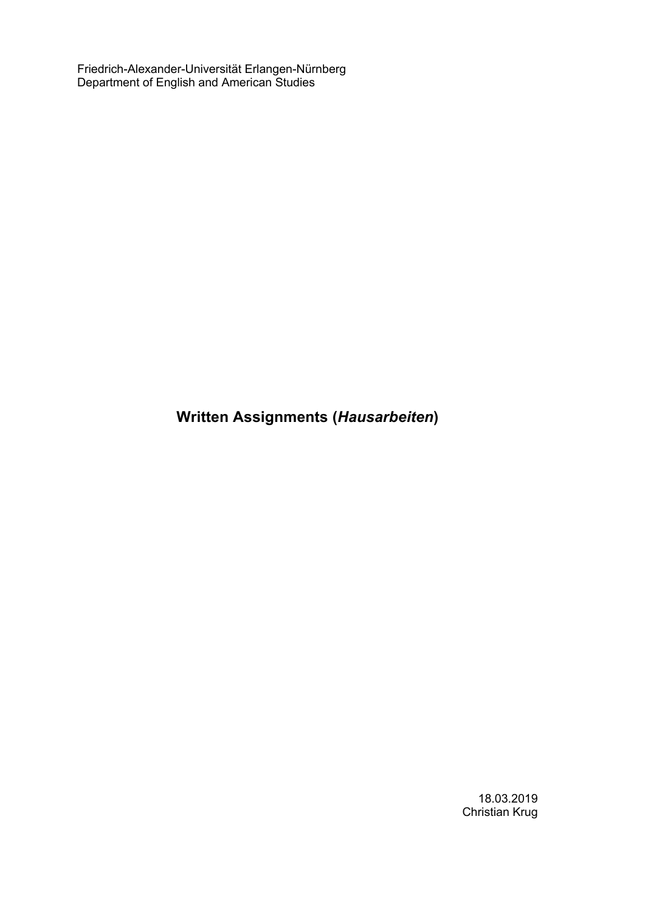Friedrich-Alexander-Universität Erlangen-Nürnberg
Department of English and American Studies

# Written Assignments (*Hausarbeiten*)

18.03.2019
Christian Krug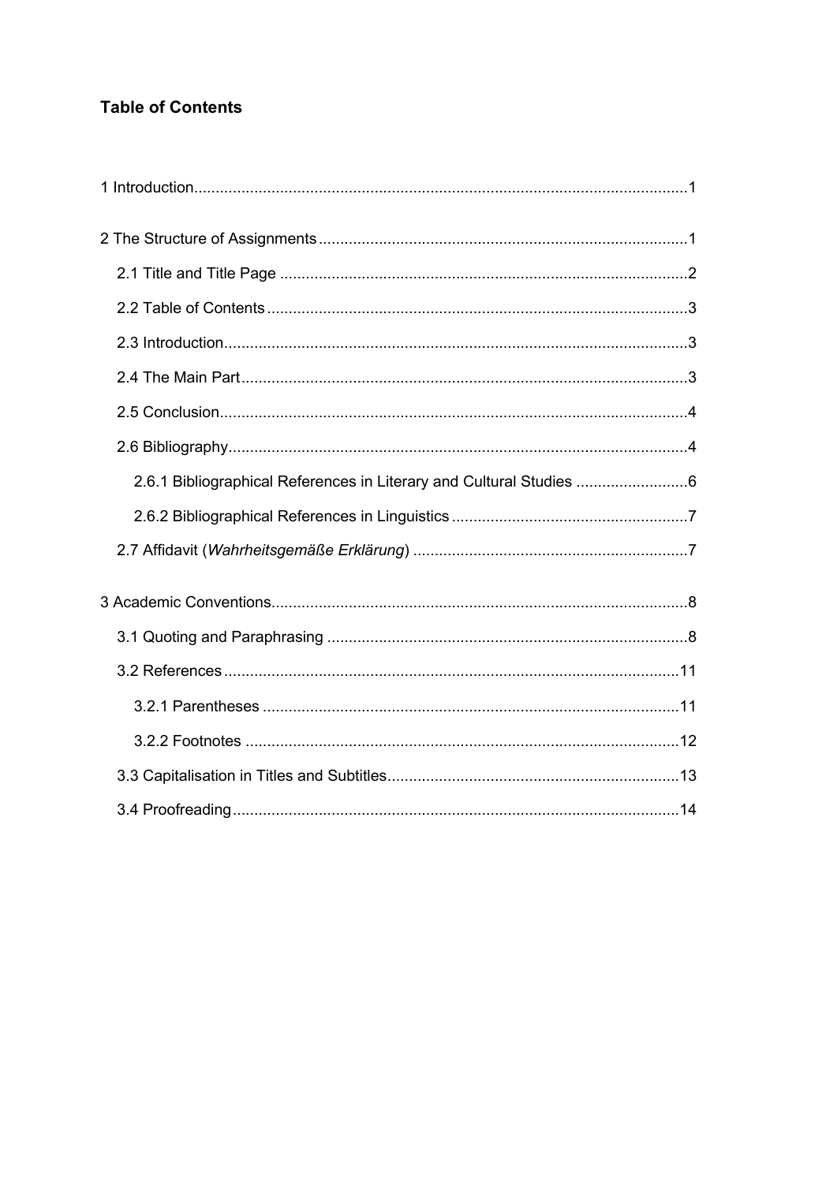**Table of Contents**

1 Introduction ..... 1

2 The Structure of Assignments ..... 1

- 2.1 Title and Title Page ..... 2
- 2.2 Table of Contents ..... 3
- 2.3 Introduction ..... 3
- 2.4 The Main Part ..... 3
- 2.5 Conclusion ..... 4
- 2.6 Bibliography ..... 4
  - 2.6.1 Bibliographical References in Literary and Cultural Studies ..... 6
  - 2.6.2 Bibliographical References in Linguistics ..... 7
- 2.7 Affidavit (*Wahrheitsgemäße Erklärung*) ..... 7

3 Academic Conventions ..... 8

- 3.1 Quoting and Paraphrasing ..... 8
- 3.2 References ..... 11
  - 3.2.1 Parentheses ..... 11
  - 3.2.2 Footnotes ..... 12
- 3.3 Capitalisation in Titles and Subtitles ..... 13
- 3.4 Proofreading ..... 14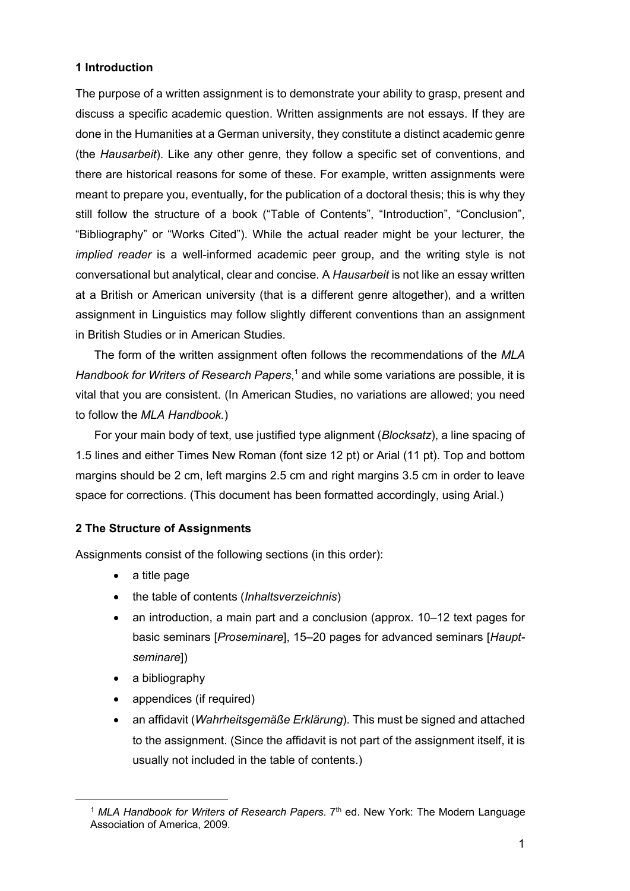## 1 Introduction

The purpose of a written assignment is to demonstrate your ability to grasp, present and discuss a specific academic question. Written assignments are not essays. If they are done in the Humanities at a German university, they constitute a distinct academic genre (the *Hausarbeit*). Like any other genre, they follow a specific set of conventions, and there are historical reasons for some of these. For example, written assignments were meant to prepare you, eventually, for the publication of a doctoral thesis; this is why they still follow the structure of a book ("Table of Contents", "Introduction", "Conclusion", "Bibliography" or "Works Cited"). While the actual reader might be your lecturer, the *implied reader* is a well-informed academic peer group, and the writing style is not conversational but analytical, clear and concise. A *Hausarbeit* is not like an essay written at a British or American university (that is a different genre altogether), and a written assignment in Linguistics may follow slightly different conventions than an assignment in British Studies or in American Studies.

The form of the written assignment often follows the recommendations of the *MLA Handbook for Writers of Research Papers*,[1] and while some variations are possible, it is vital that you are consistent. (In American Studies, no variations are allowed; you need to follow the *MLA Handbook.*)

For your main body of text, use justified type alignment (*Blocksatz*), a line spacing of 1.5 lines and either Times New Roman (font size 12 pt) or Arial (11 pt). Top and bottom margins should be 2 cm, left margins 2.5 cm and right margins 3.5 cm in order to leave space for corrections. (This document has been formatted accordingly, using Arial.)

## 2 The Structure of Assignments

Assignments consist of the following sections (in this order):

- a title page
- the table of contents (*Inhaltsverzeichnis*)
- an introduction, a main part and a conclusion (approx. 10–12 text pages for basic seminars [*Proseminare*], 15–20 pages for advanced seminars [*Haupt-seminare*])
- a bibliography
- appendices (if required)
- an affidavit (*Wahrheitsgemäße Erklärung*). This must be signed and attached to the assignment. (Since the affidavit is not part of the assignment itself, it is usually not included in the table of contents.)

[1] *MLA Handbook for Writers of Research Papers*. 7th ed. New York: The Modern Language Association of America, 2009.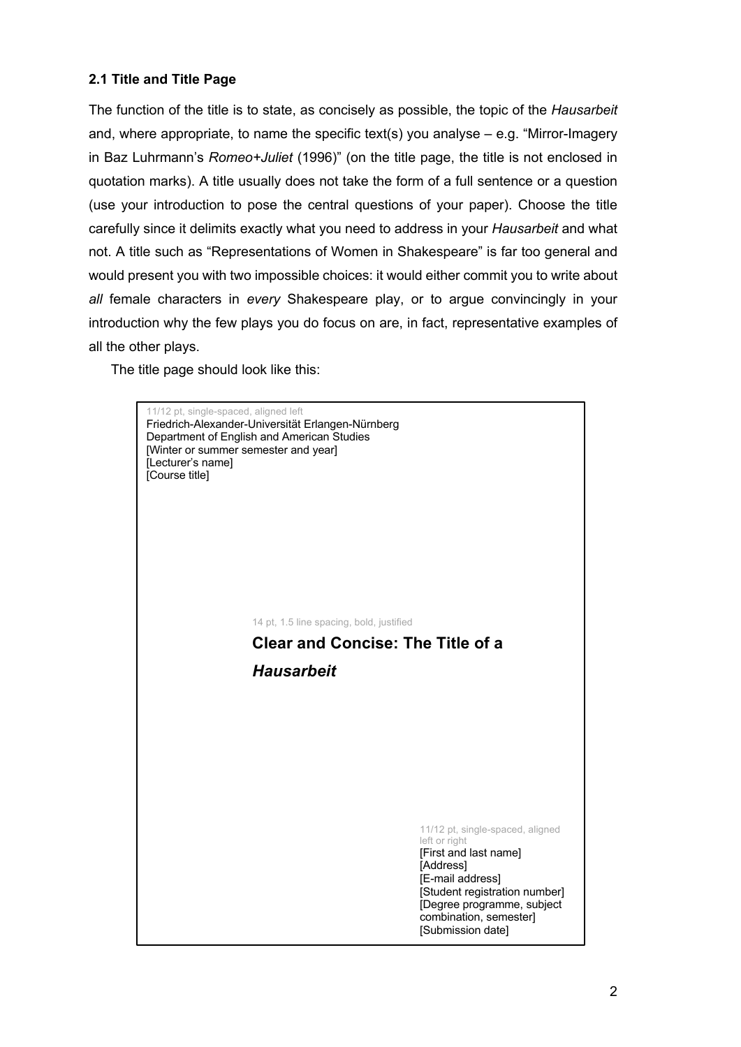### 2.1 Title and Title Page

The function of the title is to state, as concisely as possible, the topic of the *Hausarbeit* and, where appropriate, to name the specific text(s) you analyse – e.g. "Mirror-Imagery in Baz Luhrmann's *Romeo+Juliet* (1996)" (on the title page, the title is not enclosed in quotation marks). A title usually does not take the form of a full sentence or a question (use your introduction to pose the central questions of your paper). Choose the title carefully since it delimits exactly what you need to address in your *Hausarbeit* and what not. A title such as "Representations of Women in Shakespeare" is far too general and would present you with two impossible choices: it would either commit you to write about *all* female characters in *every* Shakespeare play, or to argue convincingly in your introduction why the few plays you do focus on are, in fact, representative examples of all the other plays.

The title page should look like this:

11/12 pt, single-spaced, aligned left

Friedrich-Alexander-Universität Erlangen-Nürnberg
Department of English and American Studies
[Winter or summer semester and year]
[Lecturer's name]
[Course title]

14 pt, 1.5 line spacing, bold, justified

**Clear and Concise: The Title of a *Hausarbeit***

11/12 pt, single-spaced, aligned left or right

[First and last name]
[Address]
[E-mail address]
[Student registration number]
[Degree programme, subject combination, semester]
[Submission date]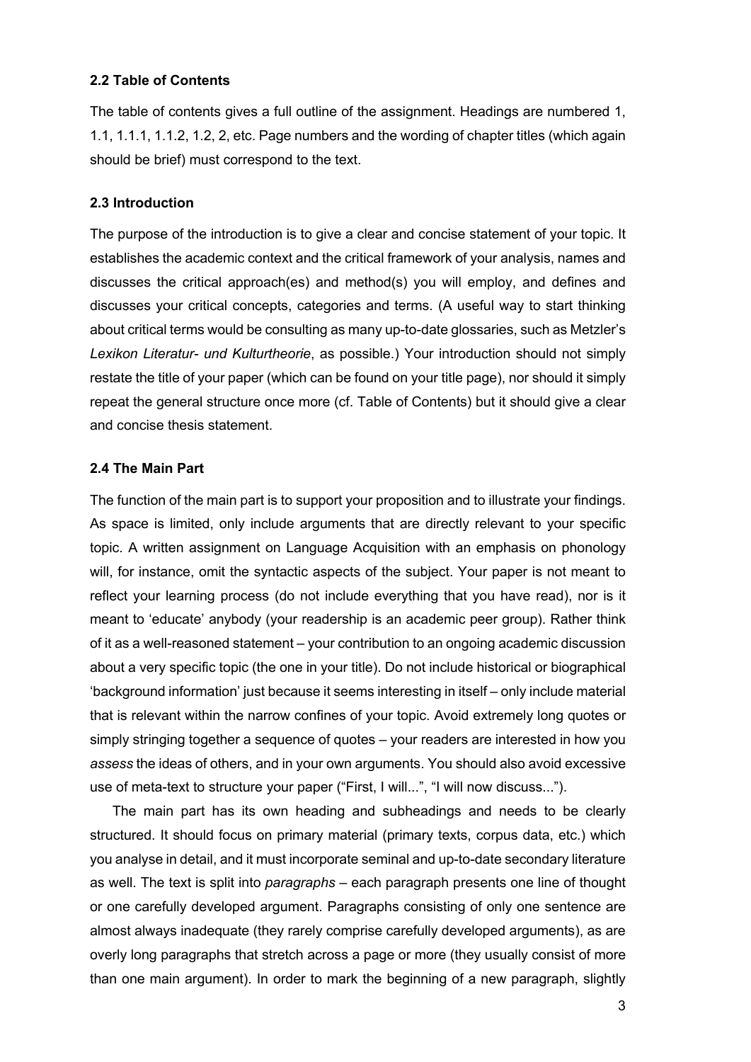### 2.2 Table of Contents

The table of contents gives a full outline of the assignment. Headings are numbered 1, 1.1, 1.1.1, 1.1.2, 1.2, 2, etc. Page numbers and the wording of chapter titles (which again should be brief) must correspond to the text.

### 2.3 Introduction

The purpose of the introduction is to give a clear and concise statement of your topic. It establishes the academic context and the critical framework of your analysis, names and discusses the critical approach(es) and method(s) you will employ, and defines and discusses your critical concepts, categories and terms. (A useful way to start thinking about critical terms would be consulting as many up-to-date glossaries, such as Metzler's *Lexikon Literatur- und Kulturtheorie*, as possible.) Your introduction should not simply restate the title of your paper (which can be found on your title page), nor should it simply repeat the general structure once more (cf. Table of Contents) but it should give a clear and concise thesis statement.

### 2.4 The Main Part

The function of the main part is to support your proposition and to illustrate your findings. As space is limited, only include arguments that are directly relevant to your specific topic. A written assignment on Language Acquisition with an emphasis on phonology will, for instance, omit the syntactic aspects of the subject. Your paper is not meant to reflect your learning process (do not include everything that you have read), nor is it meant to 'educate' anybody (your readership is an academic peer group). Rather think of it as a well-reasoned statement – your contribution to an ongoing academic discussion about a very specific topic (the one in your title). Do not include historical or biographical 'background information' just because it seems interesting in itself – only include material that is relevant within the narrow confines of your topic. Avoid extremely long quotes or simply stringing together a sequence of quotes – your readers are interested in how you *assess* the ideas of others, and in your own arguments. You should also avoid excessive use of meta-text to structure your paper ("First, I will...", "I will now discuss...").

The main part has its own heading and subheadings and needs to be clearly structured. It should focus on primary material (primary texts, corpus data, etc.) which you analyse in detail, and it must incorporate seminal and up-to-date secondary literature as well. The text is split into *paragraphs* – each paragraph presents one line of thought or one carefully developed argument. Paragraphs consisting of only one sentence are almost always inadequate (they rarely comprise carefully developed arguments), as are overly long paragraphs that stretch across a page or more (they usually consist of more than one main argument). In order to mark the beginning of a new paragraph, slightly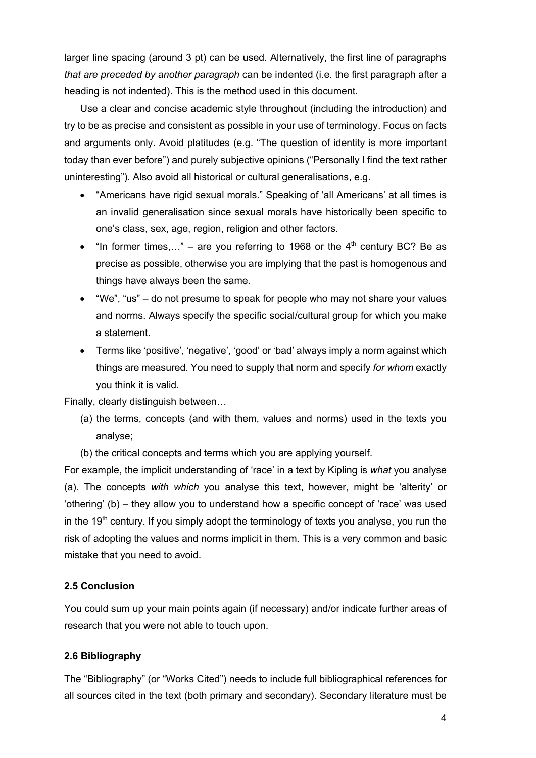larger line spacing (around 3 pt) can be used. Alternatively, the first line of paragraphs *that are preceded by another paragraph* can be indented (i.e. the first paragraph after a heading is not indented). This is the method used in this document.

Use a clear and concise academic style throughout (including the introduction) and try to be as precise and consistent as possible in your use of terminology. Focus on facts and arguments only. Avoid platitudes (e.g. "The question of identity is more important today than ever before") and purely subjective opinions ("Personally I find the text rather uninteresting"). Also avoid all historical or cultural generalisations, e.g.

- "Americans have rigid sexual morals." Speaking of 'all Americans' at all times is an invalid generalisation since sexual morals have historically been specific to one's class, sex, age, region, religion and other factors.
- "In former times,…" – are you referring to 1968 or the 4th century BC? Be as precise as possible, otherwise you are implying that the past is homogenous and things have always been the same.
- "We", "us" – do not presume to speak for people who may not share your values and norms. Always specify the specific social/cultural group for which you make a statement.
- Terms like 'positive', 'negative', 'good' or 'bad' always imply a norm against which things are measured. You need to supply that norm and specify *for whom* exactly you think it is valid.

Finally, clearly distinguish between…

(a) the terms, concepts (and with them, values and norms) used in the texts you analyse;

(b) the critical concepts and terms which you are applying yourself.

For example, the implicit understanding of 'race' in a text by Kipling is *what* you analyse (a). The concepts *with which* you analyse this text, however, might be 'alterity' or 'othering' (b) – they allow you to understand how a specific concept of 'race' was used in the 19th century. If you simply adopt the terminology of texts you analyse, you run the risk of adopting the values and norms implicit in them. This is a very common and basic mistake that you need to avoid.

### 2.5 Conclusion

You could sum up your main points again (if necessary) and/or indicate further areas of research that you were not able to touch upon.

### 2.6 Bibliography

The "Bibliography" (or "Works Cited") needs to include full bibliographical references for all sources cited in the text (both primary and secondary). Secondary literature must be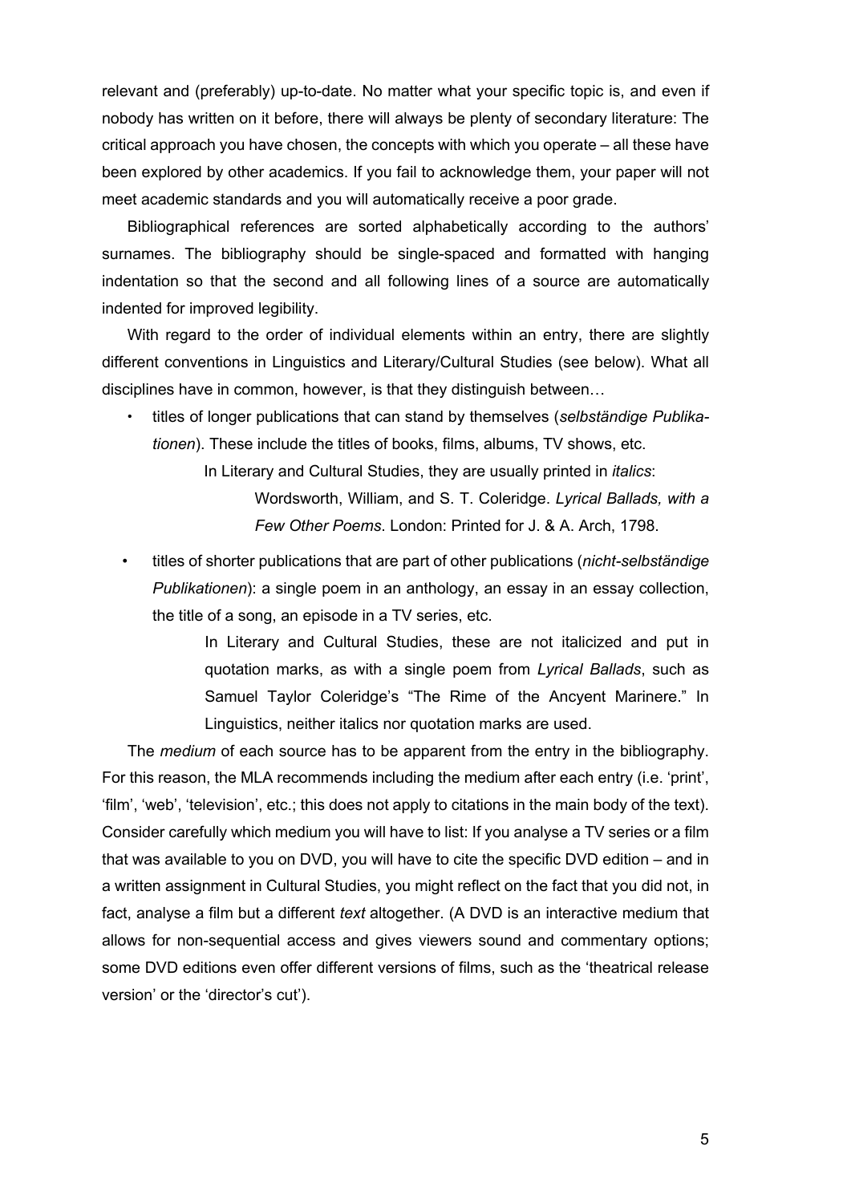relevant and (preferably) up-to-date. No matter what your specific topic is, and even if nobody has written on it before, there will always be plenty of secondary literature: The critical approach you have chosen, the concepts with which you operate – all these have been explored by other academics. If you fail to acknowledge them, your paper will not meet academic standards and you will automatically receive a poor grade.

Bibliographical references are sorted alphabetically according to the authors' surnames. The bibliography should be single-spaced and formatted with hanging indentation so that the second and all following lines of a source are automatically indented for improved legibility.

With regard to the order of individual elements within an entry, there are slightly different conventions in Linguistics and Literary/Cultural Studies (see below). What all disciplines have in common, however, is that they distinguish between…

- titles of longer publications that can stand by themselves (*selbständige Publikationen*). These include the titles of books, films, albums, TV shows, etc.

  In Literary and Cultural Studies, they are usually printed in *italics*:

  > Wordsworth, William, and S. T. Coleridge. *Lyrical Ballads, with a Few Other Poems*. London: Printed for J. & A. Arch, 1798.

- titles of shorter publications that are part of other publications (*nicht-selbständige Publikationen*): a single poem in an anthology, an essay in an essay collection, the title of a song, an episode in a TV series, etc.

  In Literary and Cultural Studies, these are not italicized and put in quotation marks, as with a single poem from *Lyrical Ballads*, such as Samuel Taylor Coleridge's "The Rime of the Ancyent Marinere." In Linguistics, neither italics nor quotation marks are used.

The *medium* of each source has to be apparent from the entry in the bibliography. For this reason, the MLA recommends including the medium after each entry (i.e. 'print', 'film', 'web', 'television', etc.; this does not apply to citations in the main body of the text). Consider carefully which medium you will have to list: If you analyse a TV series or a film that was available to you on DVD, you will have to cite the specific DVD edition – and in a written assignment in Cultural Studies, you might reflect on the fact that you did not, in fact, analyse a film but a different *text* altogether. (A DVD is an interactive medium that allows for non-sequential access and gives viewers sound and commentary options; some DVD editions even offer different versions of films, such as the 'theatrical release version' or the 'director's cut').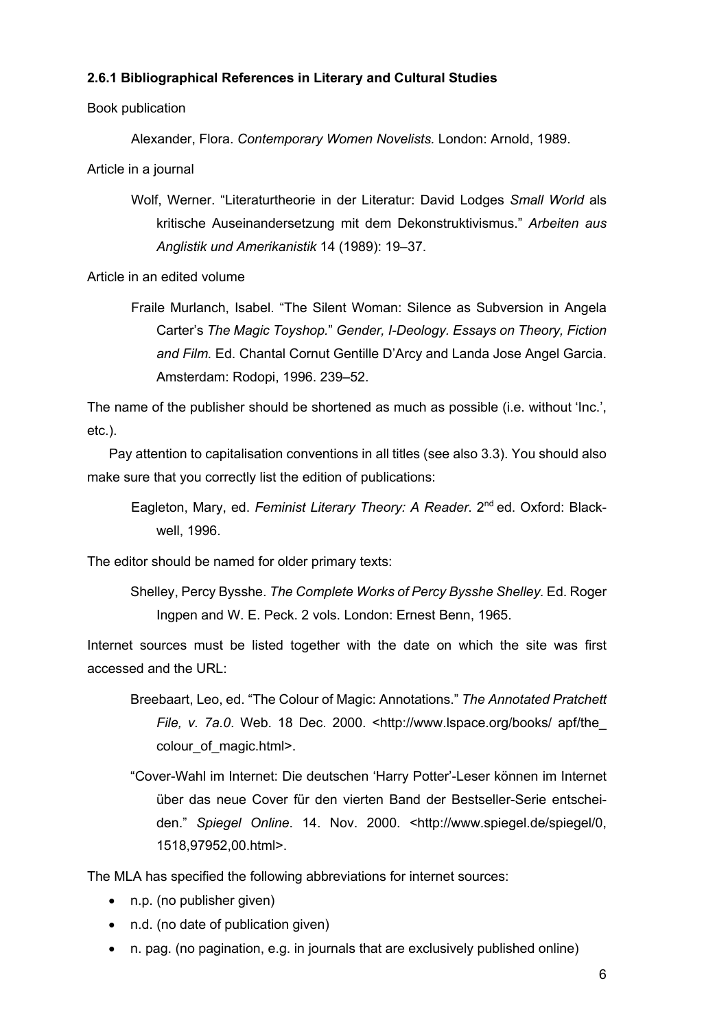#### 2.6.1 Bibliographical References in Literary and Cultural Studies

Book publication

> Alexander, Flora. *Contemporary Women Novelists.* London: Arnold, 1989.

Article in a journal

> Wolf, Werner. "Literaturtheorie in der Literatur: David Lodges *Small World* als kritische Auseinandersetzung mit dem Dekonstruktivismus." *Arbeiten aus Anglistik und Amerikanistik* 14 (1989): 19–37.

Article in an edited volume

> Fraile Murlanch, Isabel. "The Silent Woman: Silence as Subversion in Angela Carter's *The Magic Toyshop.*" *Gender, I-Deology. Essays on Theory, Fiction and Film.* Ed. Chantal Cornut Gentille D'Arcy and Landa Jose Angel Garcia. Amsterdam: Rodopi, 1996. 239–52.

The name of the publisher should be shortened as much as possible (i.e. without 'Inc.', etc.).

Pay attention to capitalisation conventions in all titles (see also 3.3). You should also make sure that you correctly list the edition of publications:

> Eagleton, Mary, ed. *Feminist Literary Theory: A Reader*. 2nd ed. Oxford: Blackwell, 1996.

The editor should be named for older primary texts:

> Shelley, Percy Bysshe. *The Complete Works of Percy Bysshe Shelley.* Ed. Roger Ingpen and W. E. Peck. 2 vols. London: Ernest Benn, 1965.

Internet sources must be listed together with the date on which the site was first accessed and the URL:

> Breebaart, Leo, ed. "The Colour of Magic: Annotations." *The Annotated Pratchett File, v. 7a.0*. Web. 18 Dec. 2000. <http://www.lspace.org/books/ apf/the_colour_of_magic.html>.

> "Cover-Wahl im Internet: Die deutschen 'Harry Potter'-Leser können im Internet über das neue Cover für den vierten Band der Bestseller-Serie entscheiden." *Spiegel Online*. 14. Nov. 2000. <http://www.spiegel.de/spiegel/0, 1518,97952,00.html>.

The MLA has specified the following abbreviations for internet sources:

- n.p. (no publisher given)
- n.d. (no date of publication given)
- n. pag. (no pagination, e.g. in journals that are exclusively published online)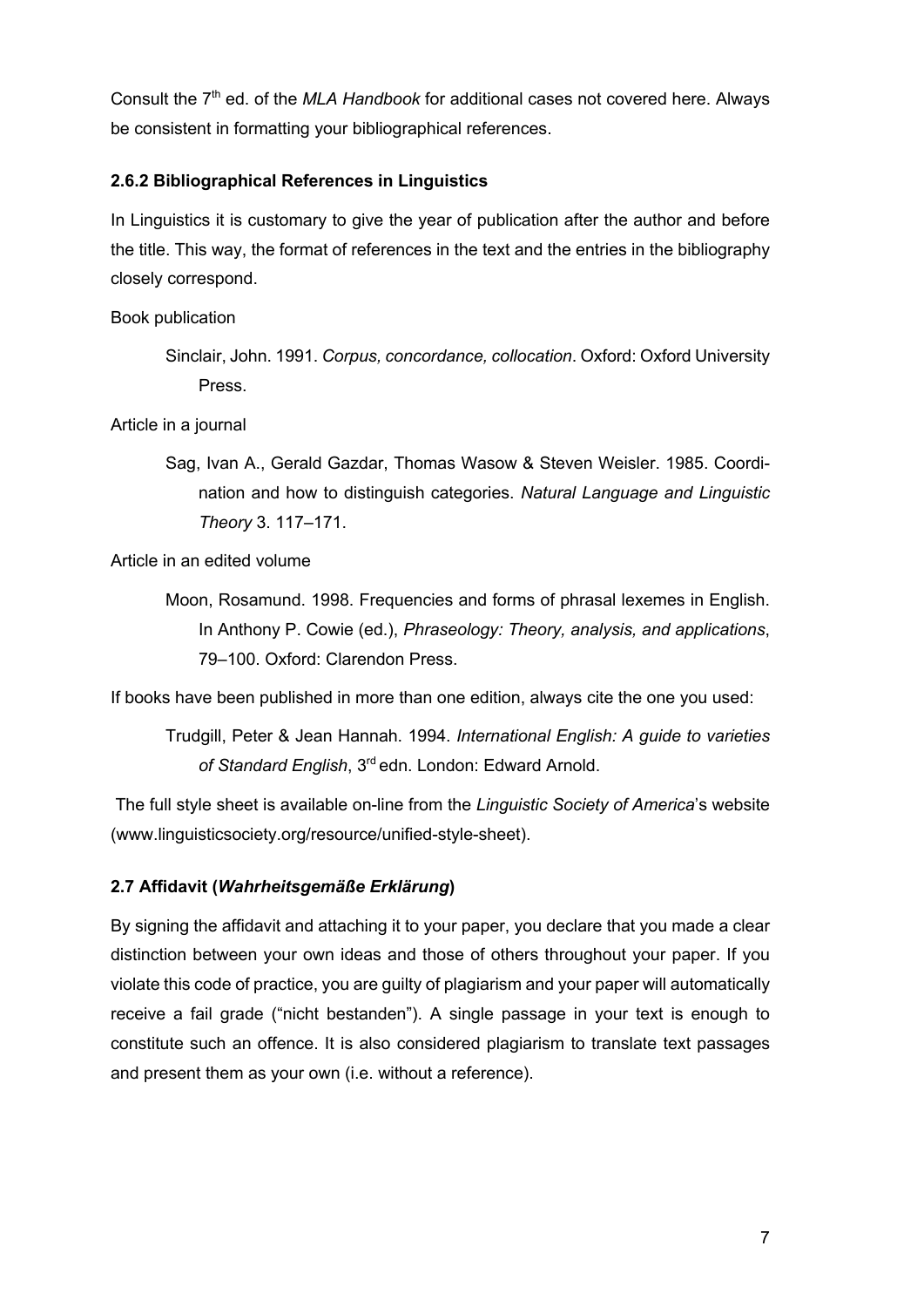Consult the 7th ed. of the *MLA Handbook* for additional cases not covered here. Always be consistent in formatting your bibliographical references.

### 2.6.2 Bibliographical References in Linguistics

In Linguistics it is customary to give the year of publication after the author and before the title. This way, the format of references in the text and the entries in the bibliography closely correspond.

Book publication

> Sinclair, John. 1991. *Corpus, concordance, collocation*. Oxford: Oxford University Press.

Article in a journal

> Sag, Ivan A., Gerald Gazdar, Thomas Wasow & Steven Weisler. 1985. Coordination and how to distinguish categories. *Natural Language and Linguistic Theory* 3. 117–171.

Article in an edited volume

> Moon, Rosamund. 1998. Frequencies and forms of phrasal lexemes in English. In Anthony P. Cowie (ed.), *Phraseology: Theory, analysis, and applications*, 79–100. Oxford: Clarendon Press.

If books have been published in more than one edition, always cite the one you used:

> Trudgill, Peter & Jean Hannah. 1994. *International English: A guide to varieties of Standard English*, 3rd edn. London: Edward Arnold.

The full style sheet is available on-line from the *Linguistic Society of America*'s website (www.linguisticsociety.org/resource/unified-style-sheet).

### 2.7 Affidavit (*Wahrheitsgemäße Erklärung*)

By signing the affidavit and attaching it to your paper, you declare that you made a clear distinction between your own ideas and those of others throughout your paper. If you violate this code of practice, you are guilty of plagiarism and your paper will automatically receive a fail grade ("nicht bestanden"). A single passage in your text is enough to constitute such an offence. It is also considered plagiarism to translate text passages and present them as your own (i.e. without a reference).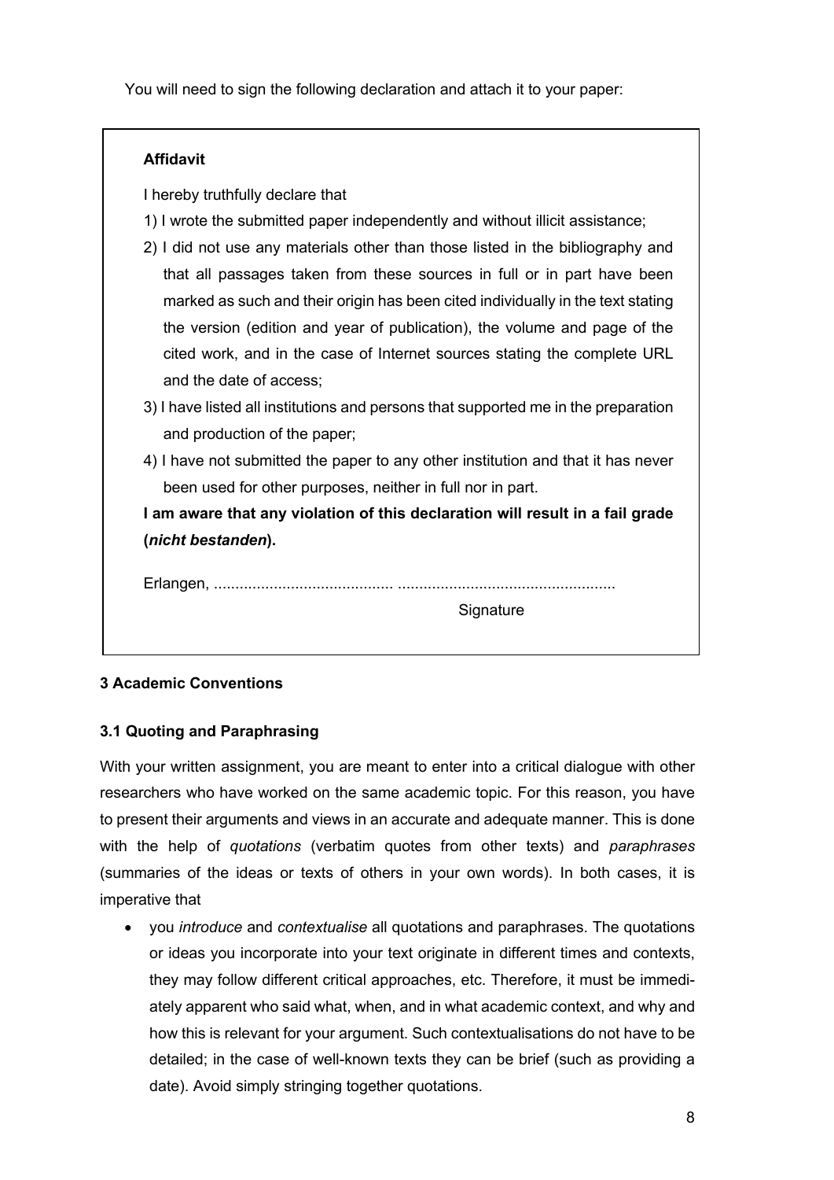You will need to sign the following declaration and attach it to your paper:

**Affidavit**

I hereby truthfully declare that

1) I wrote the submitted paper independently and without illicit assistance;
2) I did not use any materials other than those listed in the bibliography and that all passages taken from these sources in full or in part have been marked as such and their origin has been cited individually in the text stating the version (edition and year of publication), the volume and page of the cited work, and in the case of Internet sources stating the complete URL and the date of access;
3) I have listed all institutions and persons that supported me in the preparation and production of the paper;
4) I have not submitted the paper to any other institution and that it has never been used for other purposes, neither in full nor in part.

**I am aware that any violation of this declaration will result in a fail grade (*nicht bestanden*).**

Erlangen, .......................................... ..................................................

Signature

### 3 Academic Conventions

#### 3.1 Quoting and Paraphrasing

With your written assignment, you are meant to enter into a critical dialogue with other researchers who have worked on the same academic topic. For this reason, you have to present their arguments and views in an accurate and adequate manner. This is done with the help of *quotations* (verbatim quotes from other texts) and *paraphrases* (summaries of the ideas or texts of others in your own words). In both cases, it is imperative that

- you *introduce* and *contextualise* all quotations and paraphrases. The quotations or ideas you incorporate into your text originate in different times and contexts, they may follow different critical approaches, etc. Therefore, it must be immediately apparent who said what, when, and in what academic context, and why and how this is relevant for your argument. Such contextualisations do not have to be detailed; in the case of well-known texts they can be brief (such as providing a date). Avoid simply stringing together quotations.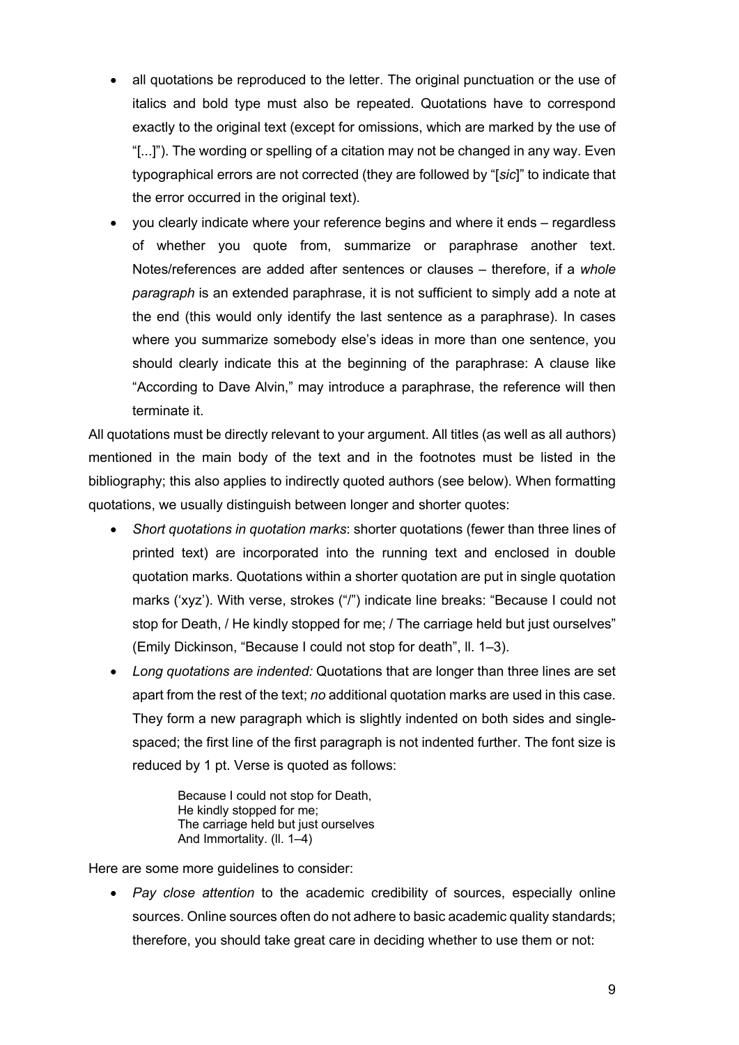- all quotations be reproduced to the letter. The original punctuation or the use of italics and bold type must also be repeated. Quotations have to correspond exactly to the original text (except for omissions, which are marked by the use of "[...]"). The wording or spelling of a citation may not be changed in any way. Even typographical errors are not corrected (they are followed by "[*sic*]" to indicate that the error occurred in the original text).
- you clearly indicate where your reference begins and where it ends – regardless of whether you quote from, summarize or paraphrase another text. Notes/references are added after sentences or clauses – therefore, if a *whole paragraph* is an extended paraphrase, it is not sufficient to simply add a note at the end (this would only identify the last sentence as a paraphrase). In cases where you summarize somebody else's ideas in more than one sentence, you should clearly indicate this at the beginning of the paraphrase: A clause like "According to Dave Alvin," may introduce a paraphrase, the reference will then terminate it.

All quotations must be directly relevant to your argument. All titles (as well as all authors) mentioned in the main body of the text and in the footnotes must be listed in the bibliography; this also applies to indirectly quoted authors (see below). When formatting quotations, we usually distinguish between longer and shorter quotes:

- *Short quotations in quotation marks*: shorter quotations (fewer than three lines of printed text) are incorporated into the running text and enclosed in double quotation marks. Quotations within a shorter quotation are put in single quotation marks ('xyz'). With verse, strokes ("/") indicate line breaks: "Because I could not stop for Death, / He kindly stopped for me; / The carriage held but just ourselves" (Emily Dickinson, "Because I could not stop for death", ll. 1–3).
- *Long quotations are indented:* Quotations that are longer than three lines are set apart from the rest of the text; *no* additional quotation marks are used in this case. They form a new paragraph which is slightly indented on both sides and single-spaced; the first line of the first paragraph is not indented further. The font size is reduced by 1 pt. Verse is quoted as follows:

> Because I could not stop for Death,
> He kindly stopped for me;
> The carriage held but just ourselves
> And Immortality. (ll. 1–4)

Here are some more guidelines to consider:

- *Pay close attention* to the academic credibility of sources, especially online sources. Online sources often do not adhere to basic academic quality standards; therefore, you should take great care in deciding whether to use them or not: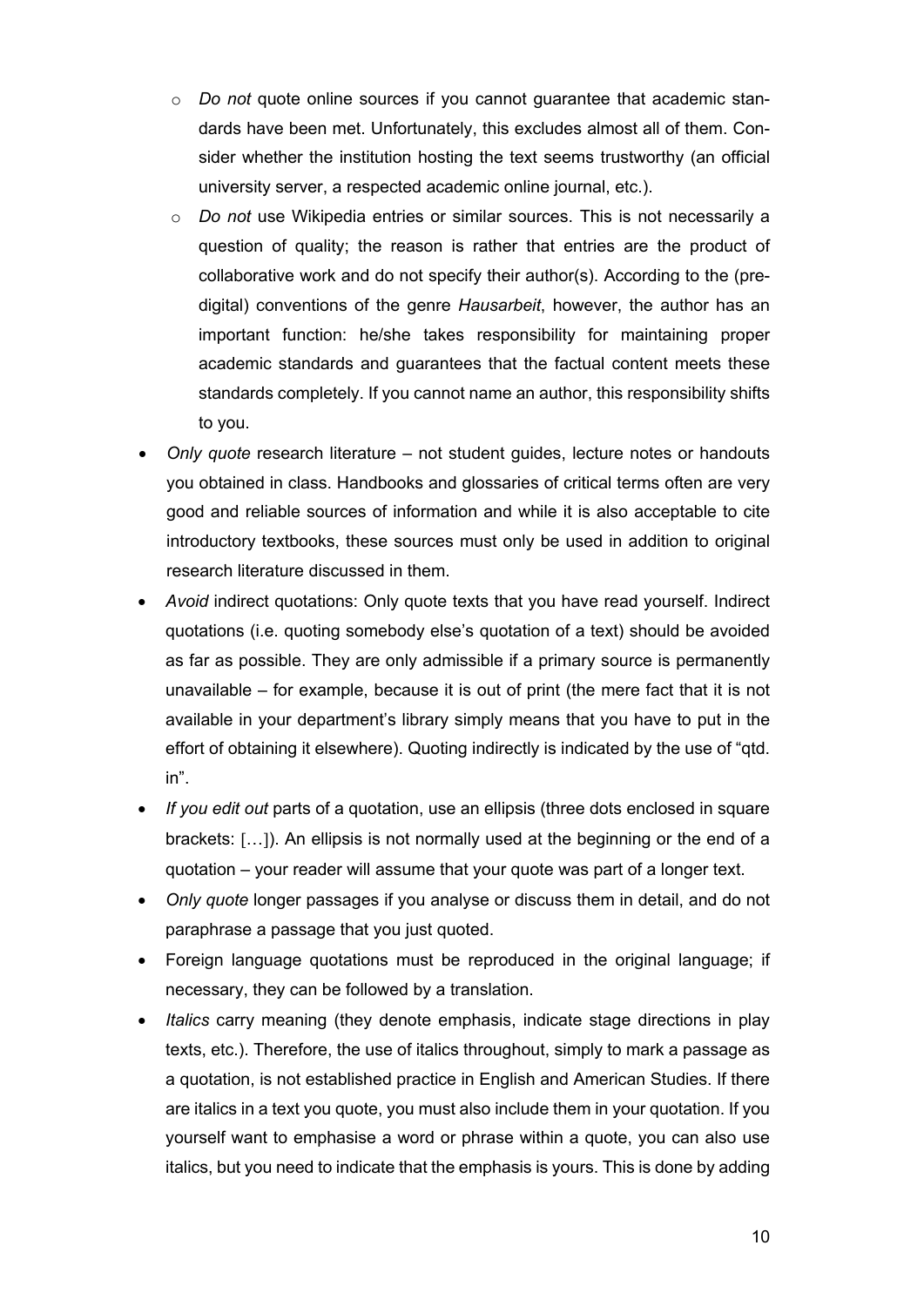- *Do not* quote online sources if you cannot guarantee that academic standards have been met. Unfortunately, this excludes almost all of them. Consider whether the institution hosting the text seems trustworthy (an official university server, a respected academic online journal, etc.).
   - *Do not* use Wikipedia entries or similar sources. This is not necessarily a question of quality; the reason is rather that entries are the product of collaborative work and do not specify their author(s). According to the (pre-digital) conventions of the genre *Hausarbeit*, however, the author has an important function: he/she takes responsibility for maintaining proper academic standards and guarantees that the factual content meets these standards completely. If you cannot name an author, this responsibility shifts to you.
- *Only quote* research literature – not student guides, lecture notes or handouts you obtained in class. Handbooks and glossaries of critical terms often are very good and reliable sources of information and while it is also acceptable to cite introductory textbooks, these sources must only be used in addition to original research literature discussed in them.
- *Avoid* indirect quotations: Only quote texts that you have read yourself. Indirect quotations (i.e. quoting somebody else's quotation of a text) should be avoided as far as possible. They are only admissible if a primary source is permanently unavailable – for example, because it is out of print (the mere fact that it is not available in your department's library simply means that you have to put in the effort of obtaining it elsewhere). Quoting indirectly is indicated by the use of "qtd. in".
- *If you edit out* parts of a quotation, use an ellipsis (three dots enclosed in square brackets: […]). An ellipsis is not normally used at the beginning or the end of a quotation – your reader will assume that your quote was part of a longer text.
- *Only quote* longer passages if you analyse or discuss them in detail, and do not paraphrase a passage that you just quoted.
- Foreign language quotations must be reproduced in the original language; if necessary, they can be followed by a translation.
- *Italics* carry meaning (they denote emphasis, indicate stage directions in play texts, etc.). Therefore, the use of italics throughout, simply to mark a passage as a quotation, is not established practice in English and American Studies. If there are italics in a text you quote, you must also include them in your quotation. If you yourself want to emphasise a word or phrase within a quote, you can also use italics, but you need to indicate that the emphasis is yours. This is done by adding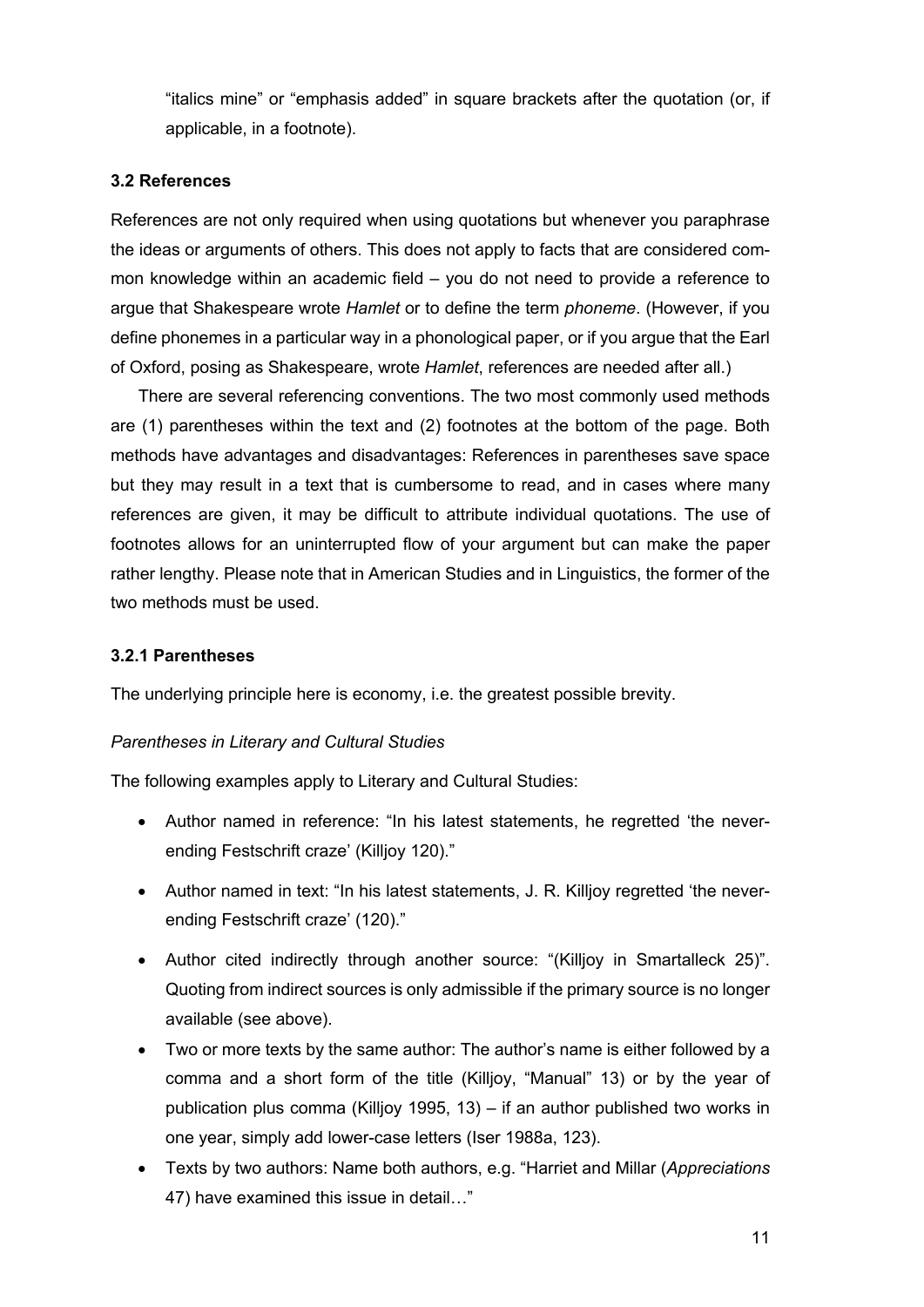"italics mine" or "emphasis added" in square brackets after the quotation (or, if applicable, in a footnote).

### 3.2 References

References are not only required when using quotations but whenever you paraphrase the ideas or arguments of others. This does not apply to facts that are considered common knowledge within an academic field – you do not need to provide a reference to argue that Shakespeare wrote *Hamlet* or to define the term *phoneme*. (However, if you define phonemes in a particular way in a phonological paper, or if you argue that the Earl of Oxford, posing as Shakespeare, wrote *Hamlet*, references are needed after all.)

There are several referencing conventions. The two most commonly used methods are (1) parentheses within the text and (2) footnotes at the bottom of the page. Both methods have advantages and disadvantages: References in parentheses save space but they may result in a text that is cumbersome to read, and in cases where many references are given, it may be difficult to attribute individual quotations. The use of footnotes allows for an uninterrupted flow of your argument but can make the paper rather lengthy. Please note that in American Studies and in Linguistics, the former of the two methods must be used.

#### 3.2.1 Parentheses

The underlying principle here is economy, i.e. the greatest possible brevity.

*Parentheses in Literary and Cultural Studies*

The following examples apply to Literary and Cultural Studies:

- Author named in reference: "In his latest statements, he regretted 'the never-ending Festschrift craze' (Killjoy 120)."
- Author named in text: "In his latest statements, J. R. Killjoy regretted 'the never-ending Festschrift craze' (120)."
- Author cited indirectly through another source: "(Killjoy in Smartalleck 25)". Quoting from indirect sources is only admissible if the primary source is no longer available (see above).
- Two or more texts by the same author: The author's name is either followed by a comma and a short form of the title (Killjoy, "Manual" 13) or by the year of publication plus comma (Killjoy 1995, 13) – if an author published two works in one year, simply add lower-case letters (Iser 1988a, 123).
- Texts by two authors: Name both authors, e.g. "Harriet and Millar (*Appreciations* 47) have examined this issue in detail…"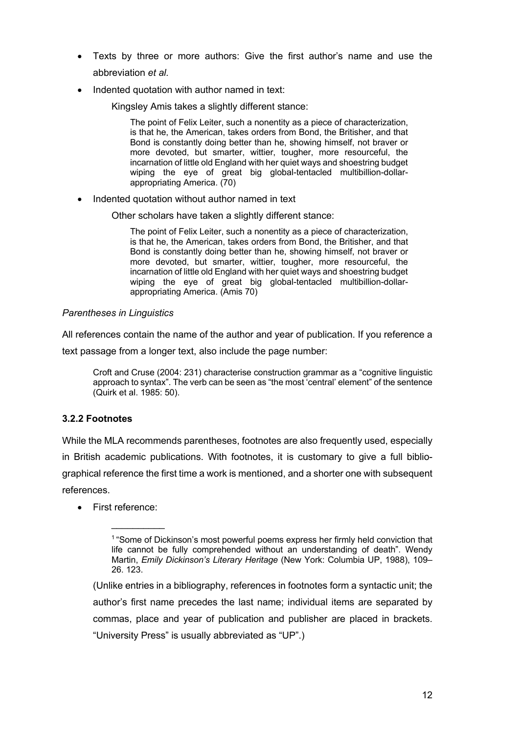- Texts by three or more authors: Give the first author's name and use the abbreviation *et al.*
- Indented quotation with author named in text:

  Kingsley Amis takes a slightly different stance:

  > The point of Felix Leiter, such a nonentity as a piece of characterization, is that he, the American, takes orders from Bond, the Britisher, and that Bond is constantly doing better than he, showing himself, not braver or more devoted, but smarter, wittier, tougher, more resourceful, the incarnation of little old England with her quiet ways and shoestring budget wiping the eye of great big global-tentacled multibillion-dollar-appropriating America. (70)

- Indented quotation without author named in text

  Other scholars have taken a slightly different stance:

  > The point of Felix Leiter, such a nonentity as a piece of characterization, is that he, the American, takes orders from Bond, the Britisher, and that Bond is constantly doing better than he, showing himself, not braver or more devoted, but smarter, wittier, tougher, more resourceful, the incarnation of little old England with her quiet ways and shoestring budget wiping the eye of great big global-tentacled multibillion-dollar-appropriating America. (Amis 70)

*Parentheses in Linguistics*

All references contain the name of the author and year of publication. If you reference a text passage from a longer text, also include the page number:

> Croft and Cruse (2004: 231) characterise construction grammar as a "cognitive linguistic approach to syntax". The verb can be seen as "the most 'central' element" of the sentence (Quirk et al. 1985: 50).

### 3.2.2 Footnotes

While the MLA recommends parentheses, footnotes are also frequently used, especially in British academic publications. With footnotes, it is customary to give a full bibliographical reference the first time a work is mentioned, and a shorter one with subsequent references.

- First reference:

  __________

  > [1] "Some of Dickinson's most powerful poems express her firmly held conviction that life cannot be fully comprehended without an understanding of death". Wendy Martin, *Emily Dickinson's Literary Heritage* (New York: Columbia UP, 1988), 109–26. 123.

  (Unlike entries in a bibliography, references in footnotes form a syntactic unit; the author's first name precedes the last name; individual items are separated by commas, place and year of publication and publisher are placed in brackets. "University Press" is usually abbreviated as "UP".)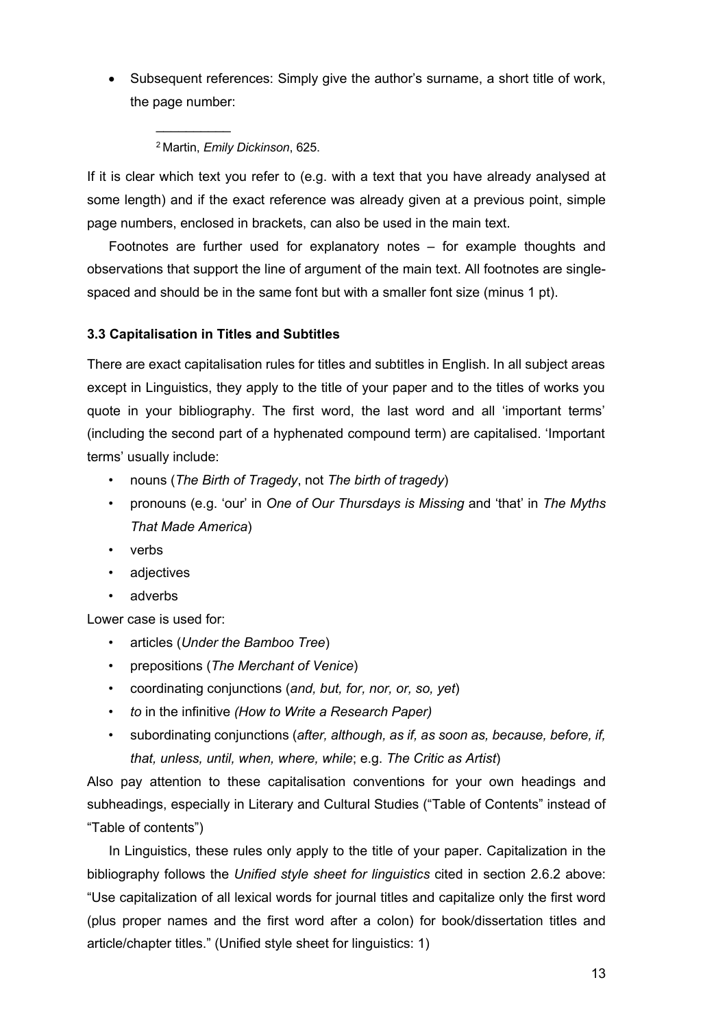- Subsequent references: Simply give the author's surname, a short title of work, the page number:

> [2] Martin, *Emily Dickinson*, 625.

If it is clear which text you refer to (e.g. with a text that you have already analysed at some length) and if the exact reference was already given at a previous point, simple page numbers, enclosed in brackets, can also be used in the main text.

Footnotes are further used for explanatory notes – for example thoughts and observations that support the line of argument of the main text. All footnotes are single-spaced and should be in the same font but with a smaller font size (minus 1 pt).

### 3.3 Capitalisation in Titles and Subtitles

There are exact capitalisation rules for titles and subtitles in English. In all subject areas except in Linguistics, they apply to the title of your paper and to the titles of works you quote in your bibliography. The first word, the last word and all 'important terms' (including the second part of a hyphenated compound term) are capitalised. 'Important terms' usually include:

- nouns (*The Birth of Tragedy*, not *The birth of tragedy*)
- pronouns (e.g. 'our' in *One of Our Thursdays is Missing* and 'that' in *The Myths That Made America*)
- verbs
- adjectives
- adverbs

Lower case is used for:

- articles (*Under the Bamboo Tree*)
- prepositions (*The Merchant of Venice*)
- coordinating conjunctions (*and, but, for, nor, or, so, yet*)
- *to* in the infinitive *(How to Write a Research Paper)*
- subordinating conjunctions (*after, although, as if, as soon as, because, before, if, that, unless, until, when, where, while*; e.g. *The Critic as Artist*)

Also pay attention to these capitalisation conventions for your own headings and subheadings, especially in Literary and Cultural Studies ("Table of Contents" instead of "Table of contents")

In Linguistics, these rules only apply to the title of your paper. Capitalization in the bibliography follows the *Unified style sheet for linguistics* cited in section 2.6.2 above: "Use capitalization of all lexical words for journal titles and capitalize only the first word (plus proper names and the first word after a colon) for book/dissertation titles and article/chapter titles." (Unified style sheet for linguistics: 1)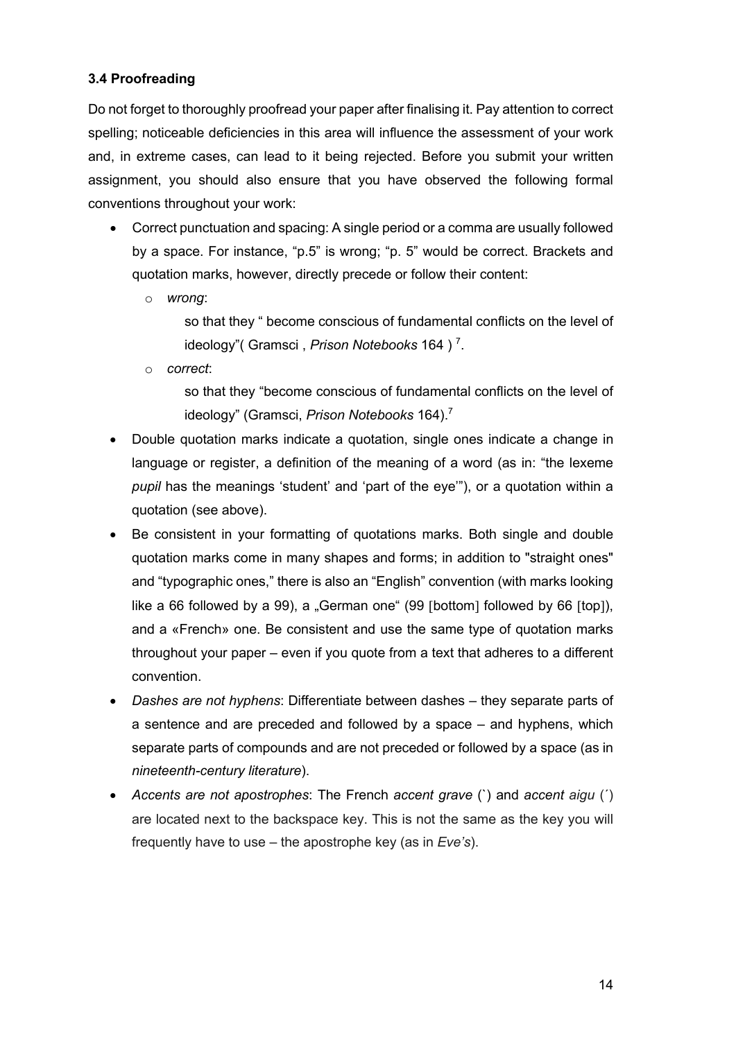### 3.4 Proofreading

Do not forget to thoroughly proofread your paper after finalising it. Pay attention to correct spelling; noticeable deficiencies in this area will influence the assessment of your work and, in extreme cases, can lead to it being rejected. Before you submit your written assignment, you should also ensure that you have observed the following formal conventions throughout your work:

- Correct punctuation and spacing: A single period or a comma are usually followed by a space. For instance, "p.5" is wrong; "p. 5" would be correct. Brackets and quotation marks, however, directly precede or follow their content:
  - *wrong*:

    so that they " become conscious of fundamental conflicts on the level of ideology"( Gramsci , *Prison Notebooks* 164 ) [7].
  - *correct*:

    so that they "become conscious of fundamental conflicts on the level of ideology" (Gramsci, *Prison Notebooks* 164).[7]
- Double quotation marks indicate a quotation, single ones indicate a change in language or register, a definition of the meaning of a word (as in: "the lexeme *pupil* has the meanings 'student' and 'part of the eye'"), or a quotation within a quotation (see above).
- Be consistent in your formatting of quotations marks. Both single and double quotation marks come in many shapes and forms; in addition to "straight ones" and "typographic ones," there is also an "English" convention (with marks looking like a 66 followed by a 99), a „German one" (99 [bottom] followed by 66 [top]), and a «French» one. Be consistent and use the same type of quotation marks throughout your paper – even if you quote from a text that adheres to a different convention.
- *Dashes are not hyphens*: Differentiate between dashes – they separate parts of a sentence and are preceded and followed by a space – and hyphens, which separate parts of compounds and are not preceded or followed by a space (as in *nineteenth-century literature*).
- *Accents are not apostrophes*: The French *accent grave* (`) and *accent aigu* (´) are located next to the backspace key. This is not the same as the key you will frequently have to use – the apostrophe key (as in *Eve's*).